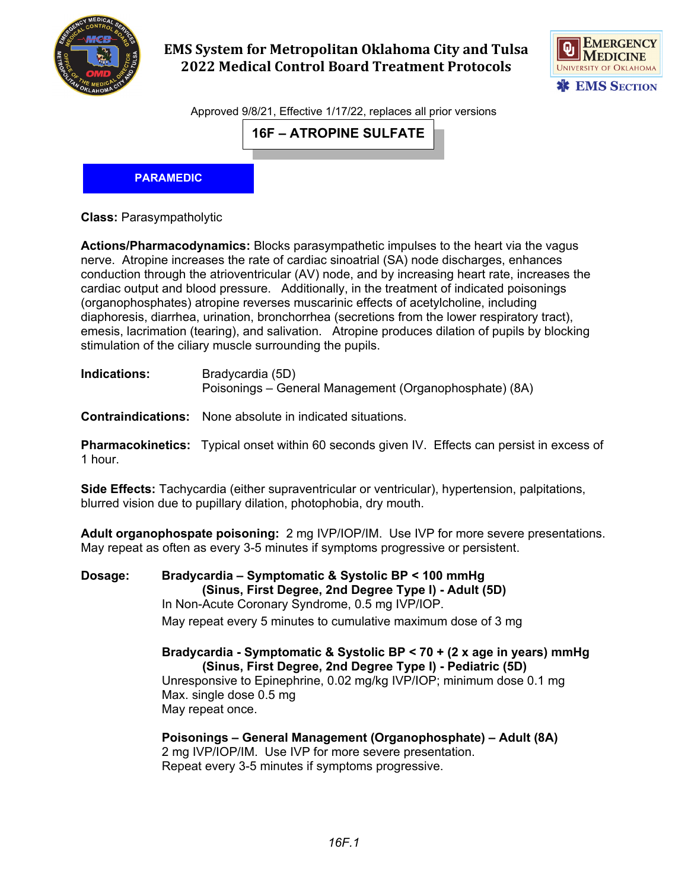# EMS System for Metropolitan Oklahoma City and Tulsa
# 2022 Medical Control Board Treatment Protocols

Approved 9/8/21, Effective 1/17/22, replaces all prior versions

## 16F – ATROPINE SULFATE

**PARAMEDIC**

**Class:** Parasympatholytic

**Actions/Pharmacodynamics:** Blocks parasympathetic impulses to the heart via the vagus nerve. Atropine increases the rate of cardiac sinoatrial (SA) node discharges, enhances conduction through the atrioventricular (AV) node, and by increasing heart rate, increases the cardiac output and blood pressure. Additionally, in the treatment of indicated poisonings (organophosphates) atropine reverses muscarinic effects of acetylcholine, including diaphoresis, diarrhea, urination, bronchorrhea (secretions from the lower respiratory tract), emesis, lacrimation (tearing), and salivation. Atropine produces dilation of pupils by blocking stimulation of the ciliary muscle surrounding the pupils.

**Indications:** Bradycardia (5D)
Poisonings – General Management (Organophosphate) (8A)

**Contraindications:** None absolute in indicated situations.

**Pharmacokinetics:** Typical onset within 60 seconds given IV. Effects can persist in excess of 1 hour.

**Side Effects:** Tachycardia (either supraventricular or ventricular), hypertension, palpitations, blurred vision due to pupillary dilation, photophobia, dry mouth.

**Adult organophospate poisoning:** 2 mg IVP/IOP/IM. Use IVP for more severe presentations. May repeat as often as every 3-5 minutes if symptoms progressive or persistent.

**Dosage:**

**Bradycardia – Symptomatic & Systolic BP < 100 mmHg (Sinus, First Degree, 2nd Degree Type I) - Adult (5D)**
In Non-Acute Coronary Syndrome, 0.5 mg IVP/IOP.
May repeat every 5 minutes to cumulative maximum dose of 3 mg

**Bradycardia - Symptomatic & Systolic BP < 70 + (2 x age in years) mmHg (Sinus, First Degree, 2nd Degree Type I) - Pediatric (5D)**
Unresponsive to Epinephrine, 0.02 mg/kg IVP/IOP; minimum dose 0.1 mg
Max. single dose 0.5 mg
May repeat once.

**Poisonings – General Management (Organophosphate) – Adult (8A)**
2 mg IVP/IOP/IM. Use IVP for more severe presentation.
Repeat every 3-5 minutes if symptoms progressive.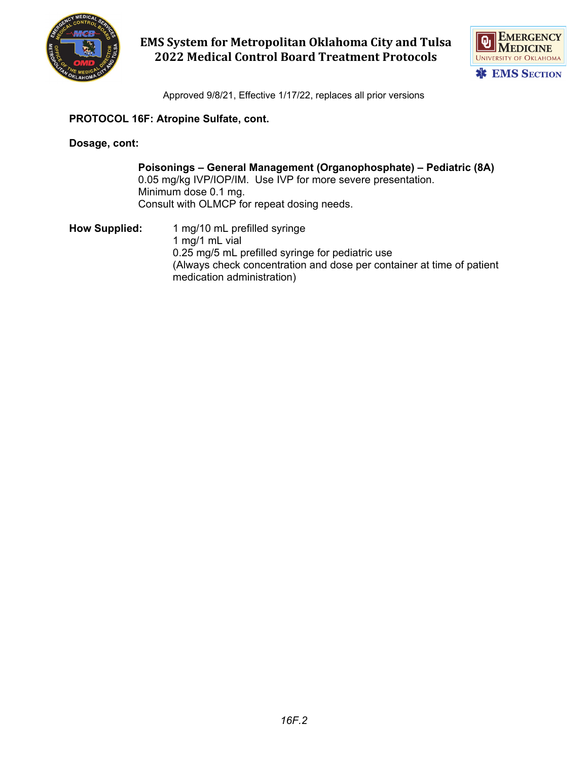**PROTOCOL 16F: Atropine Sulfate, cont.**

**Dosage, cont:**

**Poisonings – General Management (Organophosphate) – Pediatric (8A)**
0.05 mg/kg IVP/IOP/IM. Use IVP for more severe presentation.
Minimum dose 0.1 mg.
Consult with OLMCP for repeat dosing needs.

**How Supplied:**
1 mg/10 mL prefilled syringe
1 mg/1 mL vial
0.25 mg/5 mL prefilled syringe for pediatric use
(Always check concentration and dose per container at time of patient medication administration)